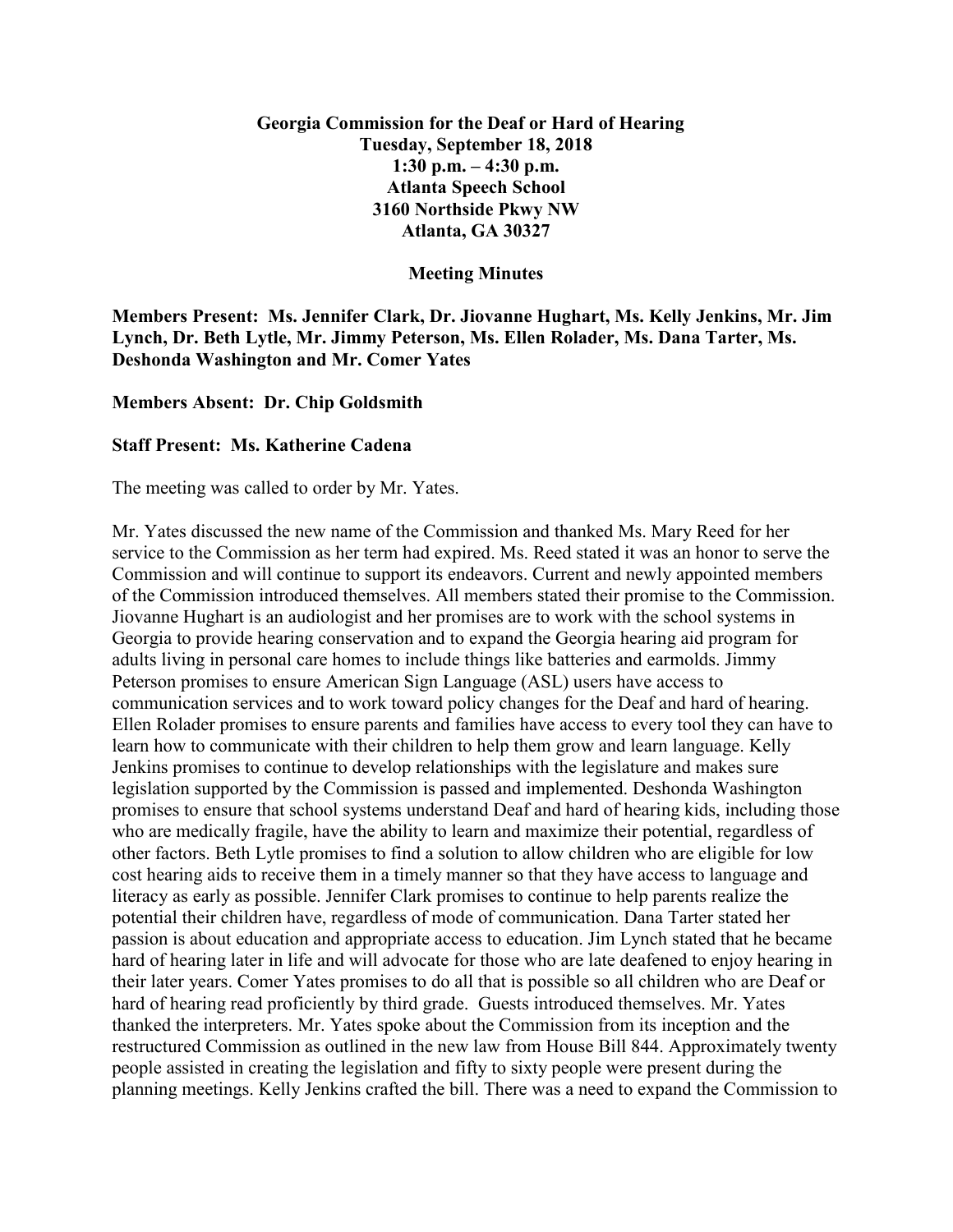**Georgia Commission for the Deaf or Hard of Hearing**
**Tuesday, September 18, 2018**
**1:30 p.m. – 4:30 p.m.**
**Atlanta Speech School**
**3160 Northside Pkwy NW**
**Atlanta, GA 30327**

**Meeting Minutes**

**Members Present: Ms. Jennifer Clark, Dr. Jiovanne Hughart, Ms. Kelly Jenkins, Mr. Jim Lynch, Dr. Beth Lytle, Mr. Jimmy Peterson, Ms. Ellen Rolader, Ms. Dana Tarter, Ms. Deshonda Washington and Mr. Comer Yates**

**Members Absent: Dr. Chip Goldsmith**

**Staff Present: Ms. Katherine Cadena**

The meeting was called to order by Mr. Yates.

Mr. Yates discussed the new name of the Commission and thanked Ms. Mary Reed for her service to the Commission as her term had expired. Ms. Reed stated it was an honor to serve the Commission and will continue to support its endeavors. Current and newly appointed members of the Commission introduced themselves. All members stated their promise to the Commission. Jiovanne Hughart is an audiologist and her promises are to work with the school systems in Georgia to provide hearing conservation and to expand the Georgia hearing aid program for adults living in personal care homes to include things like batteries and earmolds. Jimmy Peterson promises to ensure American Sign Language (ASL) users have access to communication services and to work toward policy changes for the Deaf and hard of hearing. Ellen Rolader promises to ensure parents and families have access to every tool they can have to learn how to communicate with their children to help them grow and learn language. Kelly Jenkins promises to continue to develop relationships with the legislature and makes sure legislation supported by the Commission is passed and implemented. Deshonda Washington promises to ensure that school systems understand Deaf and hard of hearing kids, including those who are medically fragile, have the ability to learn and maximize their potential, regardless of other factors. Beth Lytle promises to find a solution to allow children who are eligible for low cost hearing aids to receive them in a timely manner so that they have access to language and literacy as early as possible. Jennifer Clark promises to continue to help parents realize the potential their children have, regardless of mode of communication. Dana Tarter stated her passion is about education and appropriate access to education. Jim Lynch stated that he became hard of hearing later in life and will advocate for those who are late deafened to enjoy hearing in their later years. Comer Yates promises to do all that is possible so all children who are Deaf or hard of hearing read proficiently by third grade. Guests introduced themselves. Mr. Yates thanked the interpreters. Mr. Yates spoke about the Commission from its inception and the restructured Commission as outlined in the new law from House Bill 844. Approximately twenty people assisted in creating the legislation and fifty to sixty people were present during the planning meetings. Kelly Jenkins crafted the bill. There was a need to expand the Commission to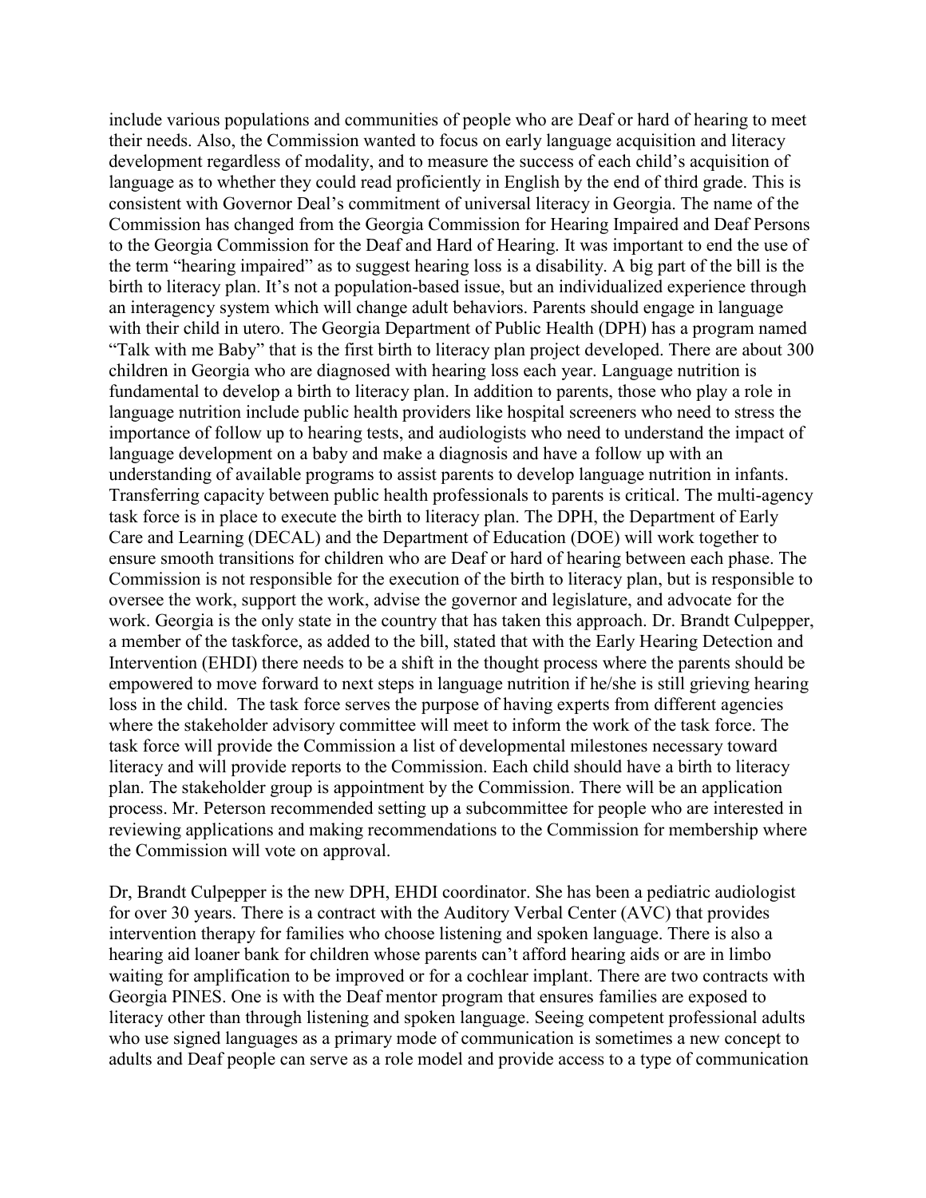include various populations and communities of people who are Deaf or hard of hearing to meet their needs. Also, the Commission wanted to focus on early language acquisition and literacy development regardless of modality, and to measure the success of each child's acquisition of language as to whether they could read proficiently in English by the end of third grade. This is consistent with Governor Deal's commitment of universal literacy in Georgia. The name of the Commission has changed from the Georgia Commission for Hearing Impaired and Deaf Persons to the Georgia Commission for the Deaf and Hard of Hearing. It was important to end the use of the term "hearing impaired" as to suggest hearing loss is a disability. A big part of the bill is the birth to literacy plan. It's not a population-based issue, but an individualized experience through an interagency system which will change adult behaviors. Parents should engage in language with their child in utero. The Georgia Department of Public Health (DPH) has a program named "Talk with me Baby" that is the first birth to literacy plan project developed. There are about 300 children in Georgia who are diagnosed with hearing loss each year. Language nutrition is fundamental to develop a birth to literacy plan. In addition to parents, those who play a role in language nutrition include public health providers like hospital screeners who need to stress the importance of follow up to hearing tests, and audiologists who need to understand the impact of language development on a baby and make a diagnosis and have a follow up with an understanding of available programs to assist parents to develop language nutrition in infants. Transferring capacity between public health professionals to parents is critical. The multi-agency task force is in place to execute the birth to literacy plan. The DPH, the Department of Early Care and Learning (DECAL) and the Department of Education (DOE) will work together to ensure smooth transitions for children who are Deaf or hard of hearing between each phase. The Commission is not responsible for the execution of the birth to literacy plan, but is responsible to oversee the work, support the work, advise the governor and legislature, and advocate for the work. Georgia is the only state in the country that has taken this approach. Dr. Brandt Culpepper, a member of the taskforce, as added to the bill, stated that with the Early Hearing Detection and Intervention (EHDI) there needs to be a shift in the thought process where the parents should be empowered to move forward to next steps in language nutrition if he/she is still grieving hearing loss in the child. The task force serves the purpose of having experts from different agencies where the stakeholder advisory committee will meet to inform the work of the task force. The task force will provide the Commission a list of developmental milestones necessary toward literacy and will provide reports to the Commission. Each child should have a birth to literacy plan. The stakeholder group is appointment by the Commission. There will be an application process. Mr. Peterson recommended setting up a subcommittee for people who are interested in reviewing applications and making recommendations to the Commission for membership where the Commission will vote on approval.

Dr, Brandt Culpepper is the new DPH, EHDI coordinator. She has been a pediatric audiologist for over 30 years. There is a contract with the Auditory Verbal Center (AVC) that provides intervention therapy for families who choose listening and spoken language. There is also a hearing aid loaner bank for children whose parents can't afford hearing aids or are in limbo waiting for amplification to be improved or for a cochlear implant. There are two contracts with Georgia PINES. One is with the Deaf mentor program that ensures families are exposed to literacy other than through listening and spoken language. Seeing competent professional adults who use signed languages as a primary mode of communication is sometimes a new concept to adults and Deaf people can serve as a role model and provide access to a type of communication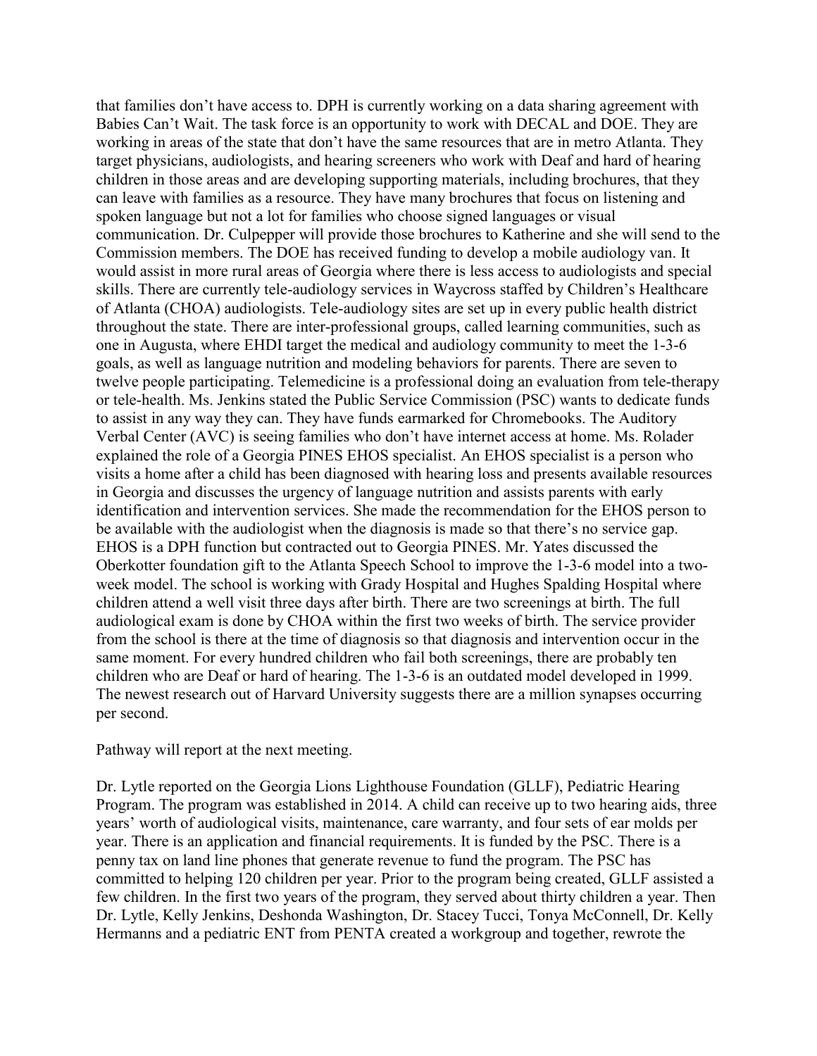that families don't have access to. DPH is currently working on a data sharing agreement with Babies Can't Wait. The task force is an opportunity to work with DECAL and DOE. They are working in areas of the state that don't have the same resources that are in metro Atlanta. They target physicians, audiologists, and hearing screeners who work with Deaf and hard of hearing children in those areas and are developing supporting materials, including brochures, that they can leave with families as a resource. They have many brochures that focus on listening and spoken language but not a lot for families who choose signed languages or visual communication. Dr. Culpepper will provide those brochures to Katherine and she will send to the Commission members. The DOE has received funding to develop a mobile audiology van. It would assist in more rural areas of Georgia where there is less access to audiologists and special skills. There are currently tele-audiology services in Waycross staffed by Children's Healthcare of Atlanta (CHOA) audiologists. Tele-audiology sites are set up in every public health district throughout the state. There are inter-professional groups, called learning communities, such as one in Augusta, where EHDI target the medical and audiology community to meet the 1-3-6 goals, as well as language nutrition and modeling behaviors for parents. There are seven to twelve people participating. Telemedicine is a professional doing an evaluation from tele-therapy or tele-health. Ms. Jenkins stated the Public Service Commission (PSC) wants to dedicate funds to assist in any way they can. They have funds earmarked for Chromebooks. The Auditory Verbal Center (AVC) is seeing families who don't have internet access at home. Ms. Rolader explained the role of a Georgia PINES EHOS specialist. An EHOS specialist is a person who visits a home after a child has been diagnosed with hearing loss and presents available resources in Georgia and discusses the urgency of language nutrition and assists parents with early identification and intervention services. She made the recommendation for the EHOS person to be available with the audiologist when the diagnosis is made so that there's no service gap. EHOS is a DPH function but contracted out to Georgia PINES. Mr. Yates discussed the Oberkotter foundation gift to the Atlanta Speech School to improve the 1-3-6 model into a two-week model. The school is working with Grady Hospital and Hughes Spalding Hospital where children attend a well visit three days after birth. There are two screenings at birth. The full audiological exam is done by CHOA within the first two weeks of birth. The service provider from the school is there at the time of diagnosis so that diagnosis and intervention occur in the same moment. For every hundred children who fail both screenings, there are probably ten children who are Deaf or hard of hearing. The 1-3-6 is an outdated model developed in 1999. The newest research out of Harvard University suggests there are a million synapses occurring per second.

Pathway will report at the next meeting.

Dr. Lytle reported on the Georgia Lions Lighthouse Foundation (GLLF), Pediatric Hearing Program. The program was established in 2014. A child can receive up to two hearing aids, three years' worth of audiological visits, maintenance, care warranty, and four sets of ear molds per year. There is an application and financial requirements. It is funded by the PSC. There is a penny tax on land line phones that generate revenue to fund the program. The PSC has committed to helping 120 children per year. Prior to the program being created, GLLF assisted a few children. In the first two years of the program, they served about thirty children a year. Then Dr. Lytle, Kelly Jenkins, Deshonda Washington, Dr. Stacey Tucci, Tonya McConnell, Dr. Kelly Hermanns and a pediatric ENT from PENTA created a workgroup and together, rewrote the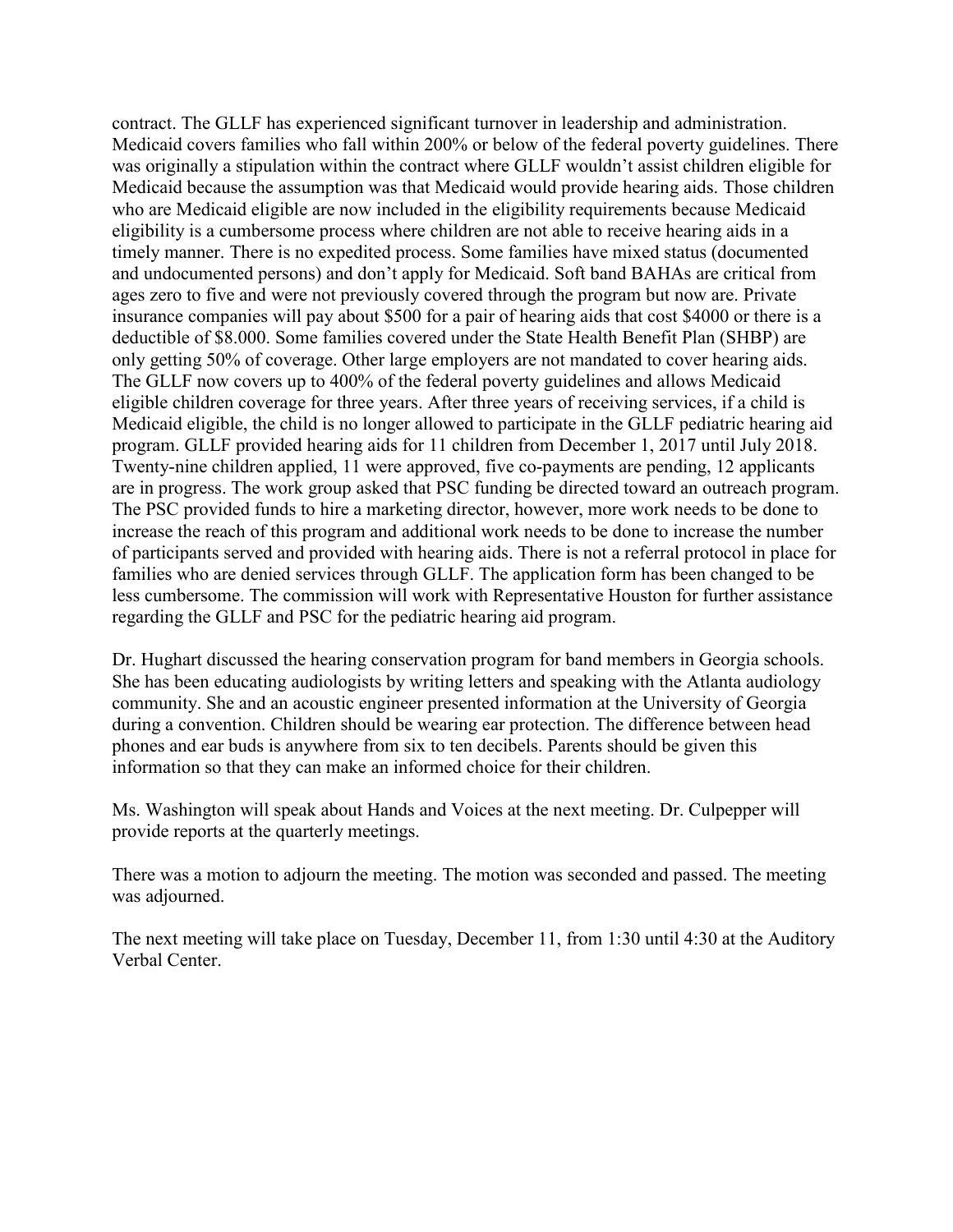contract. The GLLF has experienced significant turnover in leadership and administration. Medicaid covers families who fall within 200% or below of the federal poverty guidelines. There was originally a stipulation within the contract where GLLF wouldn't assist children eligible for Medicaid because the assumption was that Medicaid would provide hearing aids. Those children who are Medicaid eligible are now included in the eligibility requirements because Medicaid eligibility is a cumbersome process where children are not able to receive hearing aids in a timely manner. There is no expedited process. Some families have mixed status (documented and undocumented persons) and don't apply for Medicaid. Soft band BAHAs are critical from ages zero to five and were not previously covered through the program but now are. Private insurance companies will pay about $500 for a pair of hearing aids that cost $4000 or there is a deductible of $8.000. Some families covered under the State Health Benefit Plan (SHBP) are only getting 50% of coverage. Other large employers are not mandated to cover hearing aids. The GLLF now covers up to 400% of the federal poverty guidelines and allows Medicaid eligible children coverage for three years. After three years of receiving services, if a child is Medicaid eligible, the child is no longer allowed to participate in the GLLF pediatric hearing aid program. GLLF provided hearing aids for 11 children from December 1, 2017 until July 2018. Twenty-nine children applied, 11 were approved, five co-payments are pending, 12 applicants are in progress. The work group asked that PSC funding be directed toward an outreach program. The PSC provided funds to hire a marketing director, however, more work needs to be done to increase the reach of this program and additional work needs to be done to increase the number of participants served and provided with hearing aids. There is not a referral protocol in place for families who are denied services through GLLF. The application form has been changed to be less cumbersome. The commission will work with Representative Houston for further assistance regarding the GLLF and PSC for the pediatric hearing aid program.

Dr. Hughart discussed the hearing conservation program for band members in Georgia schools. She has been educating audiologists by writing letters and speaking with the Atlanta audiology community. She and an acoustic engineer presented information at the University of Georgia during a convention. Children should be wearing ear protection. The difference between head phones and ear buds is anywhere from six to ten decibels. Parents should be given this information so that they can make an informed choice for their children.

Ms. Washington will speak about Hands and Voices at the next meeting. Dr. Culpepper will provide reports at the quarterly meetings.

There was a motion to adjourn the meeting. The motion was seconded and passed. The meeting was adjourned.

The next meeting will take place on Tuesday, December 11, from 1:30 until 4:30 at the Auditory Verbal Center.